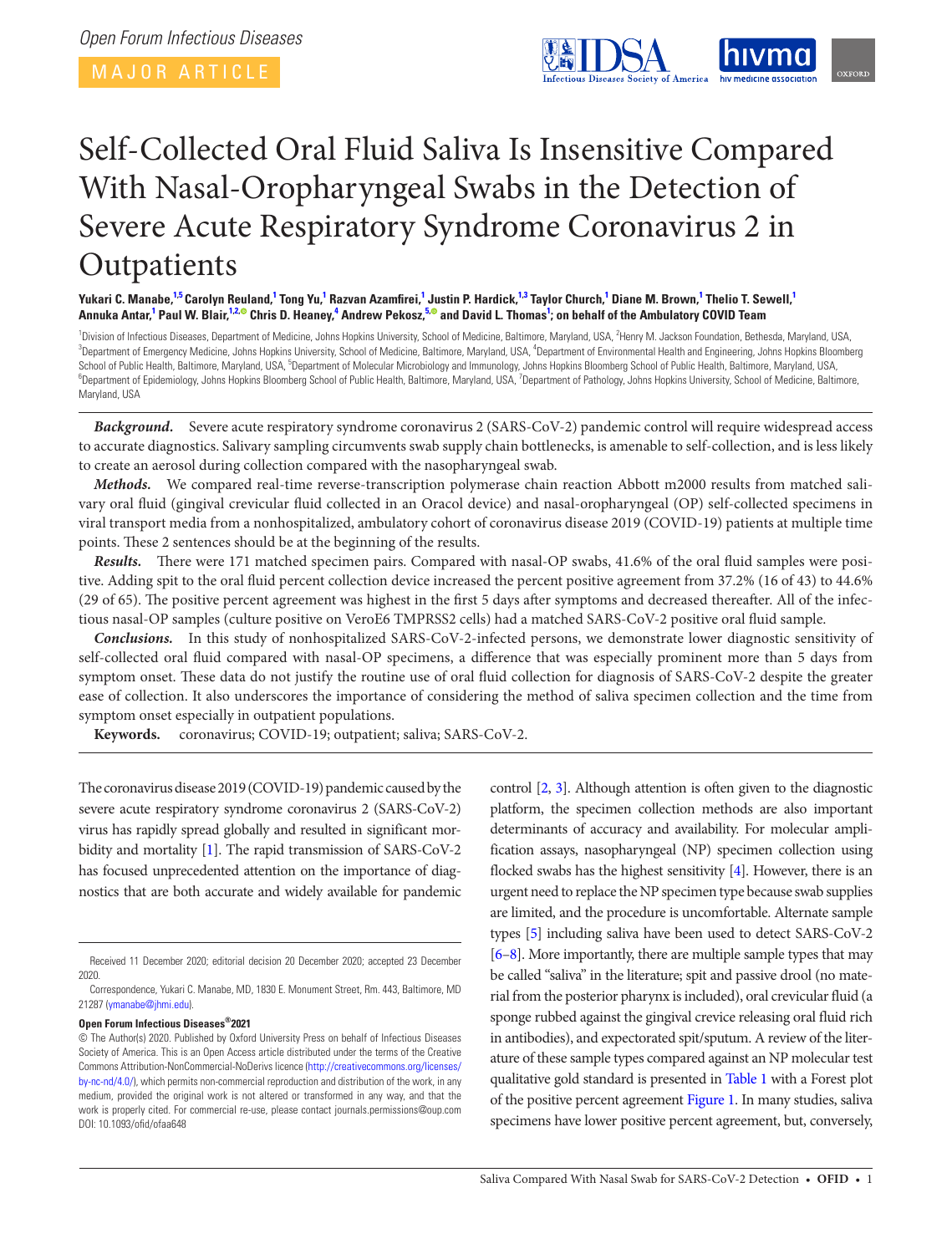Open Forum Infectious Diseases

MAJOR ARTICLE

# Self-Collected Oral Fluid Saliva Is Insensitive Compared With Nasal-Oropharyngeal Swabs in the Detection of Severe Acute Respiratory Syndrome Coronavirus 2 in Outpatients

**Yukari C. Manabe,[1,5] Carolyn Reuland,[1] Tong Yu,[1] Razvan Azamfirei,[1] Justin P. Hardick,[1,3] Taylor Church,[1] Diane M. Brown,[1] Thelio T. Sewell,[1] Annuka Antar,[1] Paul W. Blair,[1,2] Chris D. Heaney,[4] Andrew Pekosz,[5] and David L. Thomas[1]; on behalf of the Ambulatory COVID Team**

[1]Division of Infectious Diseases, Department of Medicine, Johns Hopkins University, School of Medicine, Baltimore, Maryland, USA, [2]Henry M. Jackson Foundation, Bethesda, Maryland, USA, [3]Department of Emergency Medicine, Johns Hopkins University, School of Medicine, Baltimore, Maryland, USA, [4]Department of Environmental Health and Engineering, Johns Hopkins Bloomberg School of Public Health, Baltimore, Maryland, USA, [5]Department of Molecular Microbiology and Immunology, Johns Hopkins Bloomberg School of Public Health, Baltimore, Maryland, USA, [6]Department of Epidemiology, Johns Hopkins Bloomberg School of Public Health, Baltimore, Maryland, USA, [7]Department of Pathology, Johns Hopkins University, School of Medicine, Baltimore, Maryland, USA

***Background.*** Severe acute respiratory syndrome coronavirus 2 (SARS-CoV-2) pandemic control will require widespread access to accurate diagnostics. Salivary sampling circumvents swab supply chain bottlenecks, is amenable to self-collection, and is less likely to create an aerosol during collection compared with the nasopharyngeal swab.

***Methods.*** We compared real-time reverse-transcription polymerase chain reaction Abbott m2000 results from matched salivary oral fluid (gingival crevicular fluid collected in an Oracol device) and nasal-oropharyngeal (OP) self-collected specimens in viral transport media from a nonhospitalized, ambulatory cohort of coronavirus disease 2019 (COVID-19) patients at multiple time points. These 2 sentences should be at the beginning of the results.

***Results.*** There were 171 matched specimen pairs. Compared with nasal-OP swabs, 41.6% of the oral fluid samples were positive. Adding spit to the oral fluid percent collection device increased the percent positive agreement from 37.2% (16 of 43) to 44.6% (29 of 65). The positive percent agreement was highest in the first 5 days after symptoms and decreased thereafter. All of the infectious nasal-OP samples (culture positive on VeroE6 TMPRSS2 cells) had a matched SARS-CoV-2 positive oral fluid sample.

***Conclusions.*** In this study of nonhospitalized SARS-CoV-2-infected persons, we demonstrate lower diagnostic sensitivity of self-collected oral fluid compared with nasal-OP specimens, a difference that was especially prominent more than 5 days from symptom onset. These data do not justify the routine use of oral fluid collection for diagnosis of SARS-CoV-2 despite the greater ease of collection. It also underscores the importance of considering the method of saliva specimen collection and the time from symptom onset especially in outpatient populations.

**Keywords.** coronavirus; COVID-19; outpatient; saliva; SARS-CoV-2.

The coronavirus disease 2019 (COVID-19) pandemic caused by the severe acute respiratory syndrome coronavirus 2 (SARS-CoV-2) virus has rapidly spread globally and resulted in significant morbidity and mortality [1]. The rapid transmission of SARS-CoV-2 has focused unprecedented attention on the importance of diagnostics that are both accurate and widely available for pandemic control [2, 3]. Although attention is often given to the diagnostic platform, the specimen collection methods are also important determinants of accuracy and availability. For molecular amplification assays, nasopharyngeal (NP) specimen collection using flocked swabs has the highest sensitivity [4]. However, there is an urgent need to replace the NP specimen type because swab supplies are limited, and the procedure is uncomfortable. Alternate sample types [5] including saliva have been used to detect SARS-CoV-2 [6–8]. More importantly, there are multiple sample types that may be called "saliva" in the literature; spit and passive drool (no material from the posterior pharynx is included), oral crevicular fluid (a sponge rubbed against the gingival crevice releasing oral fluid rich in antibodies), and expectorated spit/sputum. A review of the literature of these sample types compared against an NP molecular test qualitative gold standard is presented in Table 1 with a Forest plot of the positive percent agreement Figure 1. In many studies, saliva specimens have lower positive percent agreement, but, conversely,

Received 11 December 2020; editorial decision 20 December 2020; accepted 23 December 2020.

Correspondence, Yukari C. Manabe, MD, 1830 E. Monument Street, Rm. 443, Baltimore, MD 21287 (ymanabe@jhmi.edu).

**Open Forum Infectious Diseases®2021**

© The Author(s) 2020. Published by Oxford University Press on behalf of Infectious Diseases Society of America. This is an Open Access article distributed under the terms of the Creative Commons Attribution-NonCommercial-NoDerivs licence (http://creativecommons.org/licenses/by-nc-nd/4.0/), which permits non-commercial reproduction and distribution of the work, in any medium, provided the original work is not altered or transformed in any way, and that the work is properly cited. For commercial re-use, please contact journals.permissions@oup.com
DOI: 10.1093/ofid/ofaa648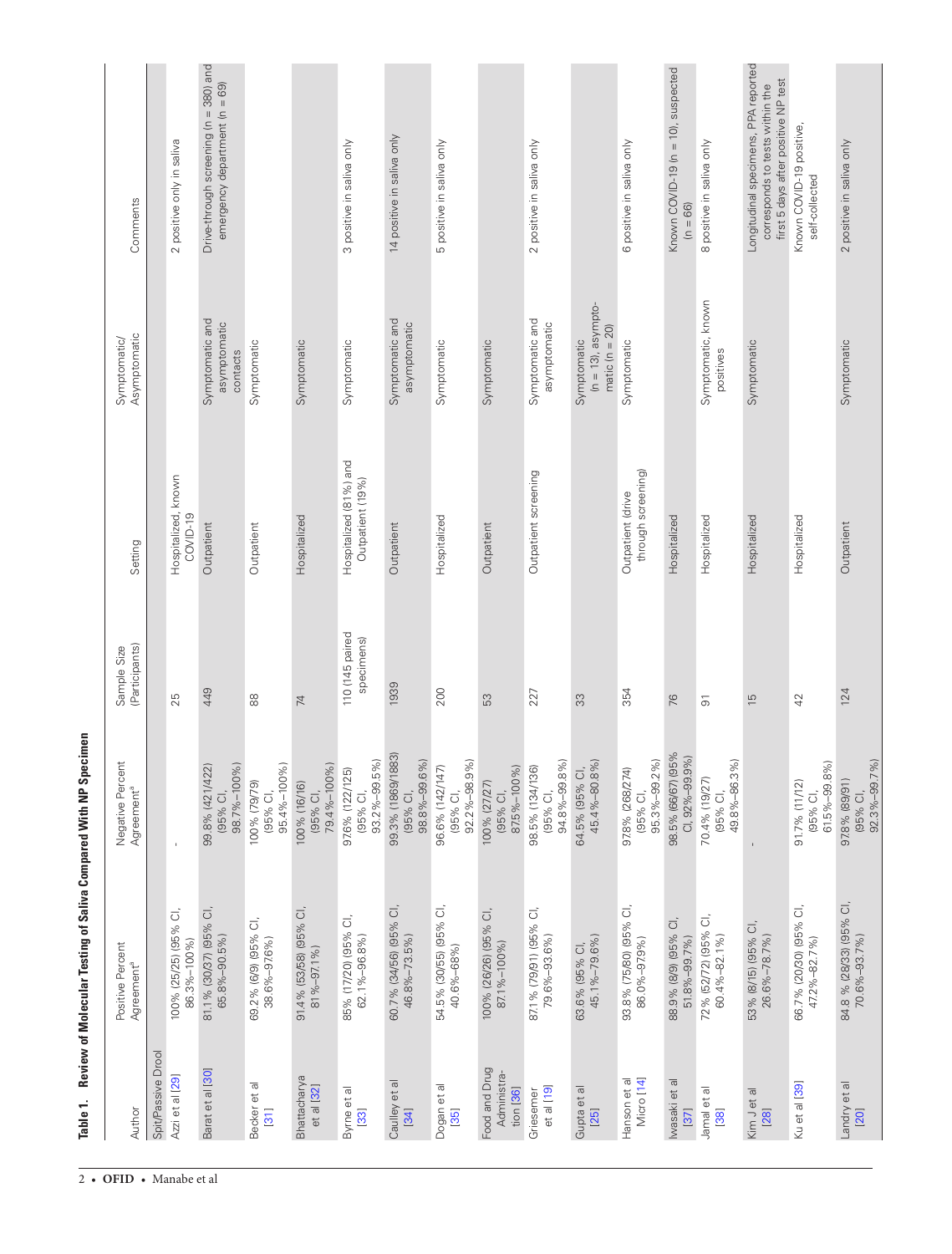**Table 1. Review of Molecular Testing of Saliva Compared With NP Specimen**

| Author | Positive Percent Agreement[a] | Negative Percent Agreement[a] | Sample Size (Participants) | Setting | Symptomatic/ Asymptomatic | Comments |
|---|---|---|---|---|---|---|
| Spit/Passive Drool | | | | | | |
| Azzi et al [29] | 100% (25/25) (95% CI, 86.3%–100%) | - | 25 | Hospitalized, known COVID-19 | | 2 positive only in saliva |
| Barat et al [30] | 81.1% (30/37) (95% CI, 65.8%–90.5%) | 99.8% (421/422) (95% CI, 98.7%–100%) | 449 | Outpatient | Symptomatic and asymptomatic contacts | Drive-through screening (n = 380) and emergency department (n = 69) |
| Becker et al [31] | 69.2% (6/9) (95% CI, 38.6%–97.6%) | 100% (79/79) (95% CI, 95.4%–100%) | 88 | Outpatient | Symptomatic | |
| Bhattacharya et al [32] | 91.4% (53/58) (95% CI, 81%–97.1%) | 100% (16/16) (95% CI, 79.4%–100%) | 74 | Hospitalized | Symptomatic | |
| Byrne et al [33] | 85% (17/20) (95% CI, 62.1%–96.8%) | 97.6% (122/125) (95% CI, 93.2%–99.5%) | 110 (145 paired specimens) | Hospitalized (81%) and Outpatient (19%) | Symptomatic | 3 positive in saliva only |
| Caulley et al [34] | 60.7% (34/56) (95% CI, 46.8%–73.5%) | 99.3% (1869/1883) (95% CI, 98.8%–99.6%) | 1939 | Outpatient | Symptomatic and asymptomatic | 14 positive in saliva only |
| Dogan et al [35] | 54.5% (30/55) (95% CI, 40.6%–68%) | 96.6% (142/147) (95% CI, 92.2%–98.9%) | 200 | Hospitalized | Symptomatic | 5 positive in saliva only |
| Food and Drug Administration [36] | 100% (26/26) (95% CI, 87.1%–100%) | 100% (27/27) (95% CI, 87.5%–100%) | 53 | Outpatient | Symptomatic | |
| Griesemer et al [19] | 87.1% (79/91) (95% CI, 79.6%–93.6%) | 98.5% (134/136) (95% CI, 94.8%–99.8%) | 227 | Outpatient screening | Symptomatic and asymptomatic | 2 positive in saliva only |
| Gupta et al [25] | 63.6% (95% CI, 45.1%–79.6%) | 64.5% (95% CI, 45.4%–80.8%) | 33 | | Symptomatic (n = 13), asymptomatic (n = 20) | |
| Hanson et al Micro [14] | 93.8% (75/80) (95% CI, 86.0%–97.9%) | 97.8% (268/274) (95% CI, 95.3%–99.2%) | 354 | Outpatient (drive through screening) | Symptomatic | 6 positive in saliva only |
| Iwasaki et al [37] | 88.9% (8/9) (95% CI, 51.8%–99.7%) | 98.5% (66/67) (95% CI, 92%–99.9%) | 76 | Hospitalized | | Known COVID-19 (n = 10), suspected (n = 66) |
| Jamal et al [38] | 72% (52/72) (95% CI, 60.4%–82.1%) | 70.4% (19/27) (95% CI, 49.8%–86.3%) | 91 | Hospitalized | Symptomatic, known positives | 8 positive in saliva only |
| Kim, J et al [28] | 53% (8/15) (95% CI, 26.6%–78.7%) | - | 15 | Hospitalized | Symptomatic | Longitudinal specimens, PPA reported corresponds to tests within the first 5 days after positive NP test |
| Ku et al [39] | 66.7% (20/30) (95% CI, 47.2%–82.7%) | 91.7% (11/12) (95% CI, 61.5%–99.8%) | 42 | Hospitalized | | Known COVID-19 positive, self-collected |
| Landry et al [20] | 84.8 % (28/33) (95% CI, 70.6%–93.7%) | 97.8% (89/91) (95% CI, 92.3%–99.7%) | 124 | Outpatient | Symptomatic | 2 positive in saliva only |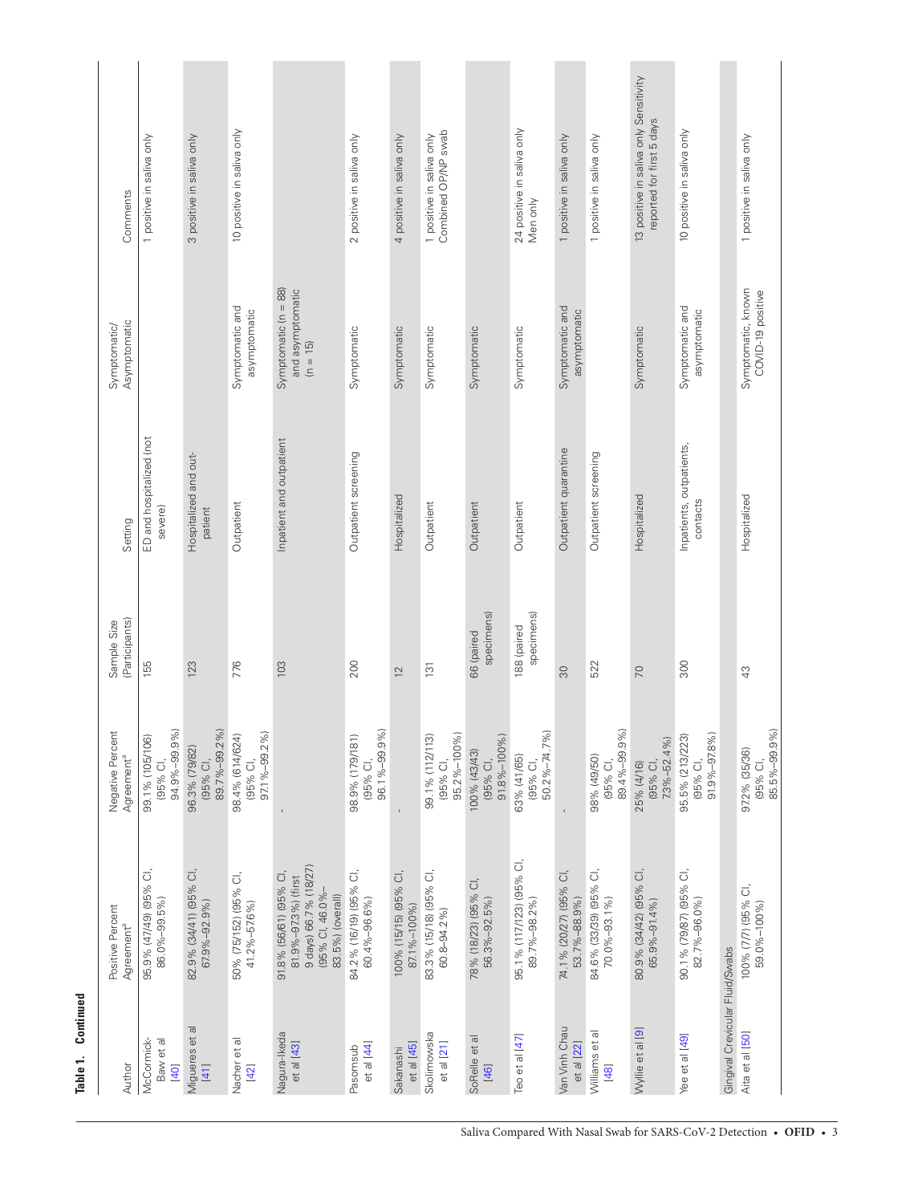**Table 1. Continued**

| Author | Positive Percent Agreement[a] | Negative Percent Agreement[a] | Sample Size (Participants) | Setting | Symptomatic/ Asymptomatic | Comments |
|---|---|---|---|---|---|---|
| McCormick-Baw et al [40] | 95.9% (47/49) (95% CI, 86.0%–99.5%) | 99.1% (105/106) (95% CI, 94.9%–99.9%) | 155 | ED and hospitalized (not severe) | | 1 positive in saliva only |
| Migueres et al [41] | 82.9% (34/41) (95% CI, 67.9%–92.9%) | 96.3% (79/82) (95% CI, 89.7%–99.2%) | 123 | Hospitalized and outpatient | | 3 positive in saliva only |
| Nacher et al [42] | 50% (75/152) (95% CI, 41.2%–57.6%) | 98.4% (614/624) (95% CI, 97.1%–99.2%) | 776 | Outpatient | Symptomatic and asymptomatic | 10 positive in saliva only |
| Nagura-Ikeda et al [43] | 91.8% (56/61) (95% CI, 81.9%–97.3%) (first 9 days) 66.7% (18/27) (95% CI, 46.0%–83.5%) (overall) | - | 103 | Inpatient and outpatient | Symptomatic (n = 88) and asymptomatic (n = 15) | |
| Pasomsub et al [44] | 84.2% (16/19) (95% CI, 60.4%–96.6%) | 98.9% (179/181) (95% CI, 96.1%–99.9%) | 200 | Outpatient screening | Symptomatic | 2 positive in saliva only |
| Sakanashi et al [45] | 100% (15/15) (95% CI, 87.1%–100%) | - | 12 | Hospitalized | Symptomatic | 4 positive in saliva only |
| Skolimowska et al [21] | 83.3% (15/18) (95% CI, 60.8–94.2%) | 99.1% (112/113) (95% CI, 95.2%–100%) | 131 | Outpatient | Symptomatic | 1 positive in saliva only Combined OP/NP swab |
| SoRelle et al [46] | 78% (18/23) (95% CI, 56.3%–92.5%) | 100% (43/43) (95% CI, 91.8%–100%) | 66 (paired specimens) | Outpatient | Symptomatic | |
| Teo et al [47] | 95.1% (117/123) (95% CI, 89.7%–98.2%) | 63% (41/65) (95% CI, 50.2%–74.7%) | 188 (paired specimens) | Outpatient | Symptomatic | 24 positive in saliva only Men only |
| Van Vinh Chau et al [22] | 74.1% (20/27) (95% CI, 53.7%–88.9%) | - | 30 | Outpatient quarantine | Symptomatic and asymptomatic | 1 positive in saliva only |
| Williams et al [48] | 84.6% (33/39) (95% CI, 70.0%–93.1%) | 98% (49/50) (95% CI, 89.4%–99.9%) | 522 | Outpatient screening | | 1 positive in saliva only |
| Wyllie et al [9] | 80.9% (34/42) (95% CI, 65.9%–91.4%) | 25% (4/16) (95% CI, 7.3%–52.4%) | 70 | Hospitalized | Symptomatic | 13 positive in saliva only Sensitivity reported for first 5 days |
| Yee et al [49] | 90.1% (79/87) (95% CI, 82.7%–96.0%) | 95.5% (213/223) (95% CI, 91.9%–97.8%) | 300 | Inpatients, outpatients, contacts | Symptomatic and asymptomatic | 10 positive in saliva only |
| Gingival Crevicular Fluid/Swabs | | | | | | |
| Aita et al [50] | 100% (7/7) (95% CI, 59.0%–100%) | 97.2% (35/36) (95% CI, 85.5%–99.9%) | 43 | Hospitalized | Symptomatic, known COVID-19 positive | 1 positive in saliva only |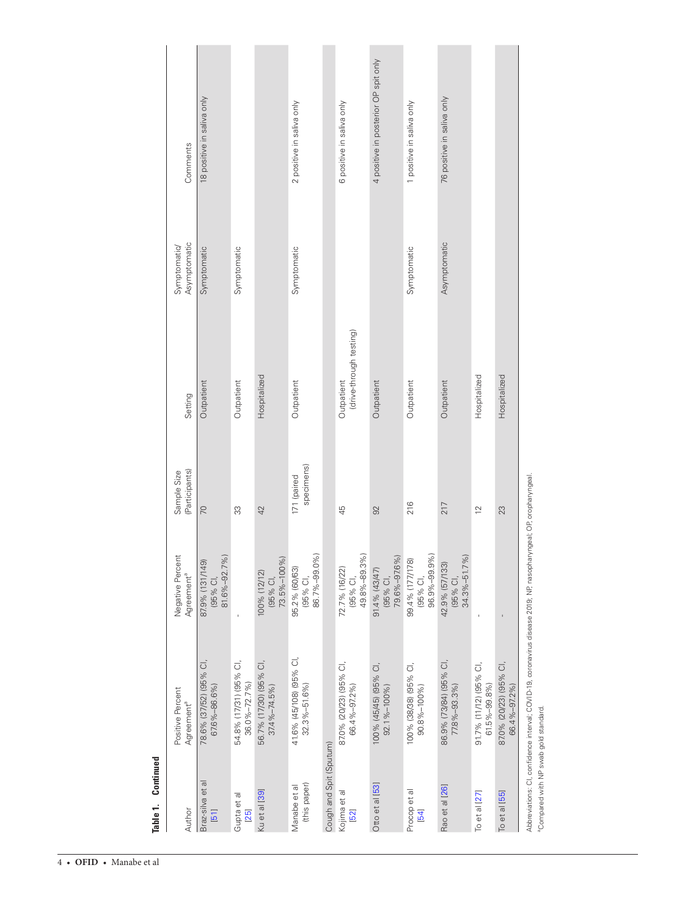**Table 1. Continued**

| Author | Positive Percent Agreement[a] | Negative Percent Agreement[a] | Sample Size (Participants) | Setting | Symptomatic/ Asymptomatic | Comments |
|---|---|---|---|---|---|---|
| Braz-silva et al [51] | 78.6% (37/52) (95% CI, 67.6%–86.6%) | 87.9% (131/149) (95% CI, 81.6%–92.7%) | 70 | Outpatient | Symptomatic | 18 positive in saliva only |
| Gupta et al [25] | 54.8% (17/31) (95% CI, 36.0%–72.7%) | - | 33 | Outpatient | Symptomatic | |
| Ku et al [39] | 56.7% (17/30) (95% CI, 37.4%–74.5%) | 100% (12/12) (95% CI, 73.5%–100%) | 42 | Hospitalized | | |
| Manabe et al (this paper) | 41.6% (45/108) (95% CI, 32.3%–51.6%) | 95.2% (60/63) (95% CI, 86.7%–99.0%) | 171 (paired specimens) | Outpatient | Symptomatic | 2 positive in saliva only |
| Cough and Spit (Sputum) | | | | | | |
| Kojima et al [52] | 87.0% (20/23) (95% CI, 66.4%–97.2%) | 72.7% (16/22) (95% CI, 49.8%–89.3%) | 45 | Outpatient (drive-through testing) | | 6 positive in saliva only |
| Otto et al [53] | 100% (45/45) (95% CI, 92.1%–100%) | 91.4% (43/47) (95% CI, 79.6%–97.6%) | 92 | Outpatient | | 4 positive in posterior OP spit only |
| Procop et al [54] | 100% (38/38) (95% CI, 90.8%–100%) | 99.4% (177/178) (95% CI, 96.9%–99.9%) | 216 | Outpatient | Symptomatic | 1 positive in saliva only |
| Rao et al [26] | 86.9% (73/84) (95% CI, 77.8%–93.3%) | 42.9% (57/133) (95% CI, 34.3%–51.7%) | 217 | Outpatient | Asymptomatic | 76 positive in saliva only |
| To et al [27] | 91.7% (11/12) (95% CI, 61.5%–99.8%) | - | 12 | Hospitalized | | |
| To et al [55] | 87.0% (20/23) (95% CI, 66.4%–97.2%) | - | 23 | Hospitalized | | |

Abbreviations: CI, confidence interval; COVID-19, coronavirus disease 2019; NP, nasopharyngeal; OP, oropharyngeal.

[a]Compared with NP swab gold standard.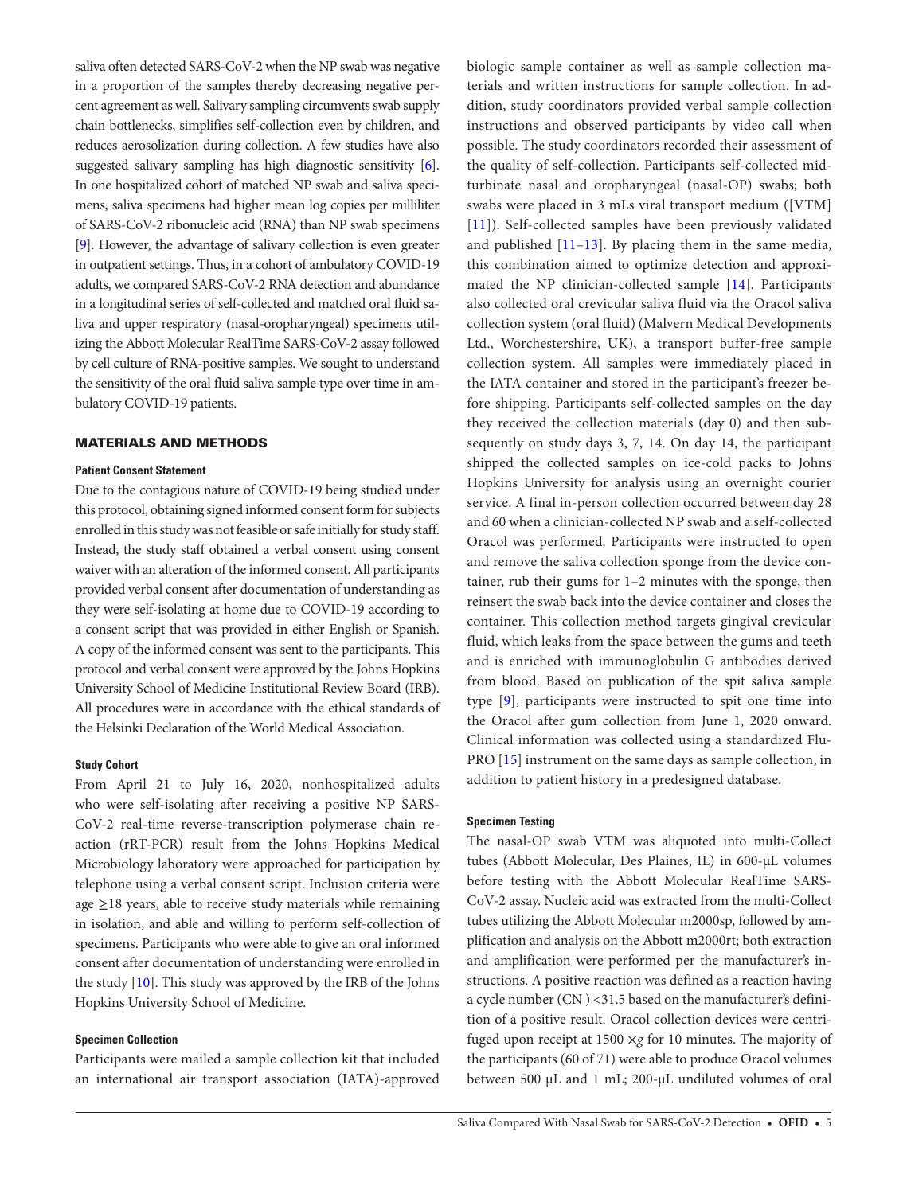saliva often detected SARS-CoV-2 when the NP swab was negative in a proportion of the samples thereby decreasing negative percent agreement as well. Salivary sampling circumvents swab supply chain bottlenecks, simplifies self-collection even by children, and reduces aerosolization during collection. A few studies have also suggested salivary sampling has high diagnostic sensitivity [6]. In one hospitalized cohort of matched NP swab and saliva specimens, saliva specimens had higher mean log copies per milliliter of SARS-CoV-2 ribonucleic acid (RNA) than NP swab specimens [9]. However, the advantage of salivary collection is even greater in outpatient settings. Thus, in a cohort of ambulatory COVID-19 adults, we compared SARS-CoV-2 RNA detection and abundance in a longitudinal series of self-collected and matched oral fluid saliva and upper respiratory (nasal-oropharyngeal) specimens utilizing the Abbott Molecular RealTime SARS-CoV-2 assay followed by cell culture of RNA-positive samples. We sought to understand the sensitivity of the oral fluid saliva sample type over time in ambulatory COVID-19 patients.

## MATERIALS AND METHODS

### Patient Consent Statement

Due to the contagious nature of COVID-19 being studied under this protocol, obtaining signed informed consent form for subjects enrolled in this study was not feasible or safe initially for study staff. Instead, the study staff obtained a verbal consent using consent waiver with an alteration of the informed consent. All participants provided verbal consent after documentation of understanding as they were self-isolating at home due to COVID-19 according to a consent script that was provided in either English or Spanish. A copy of the informed consent was sent to the participants. This protocol and verbal consent were approved by the Johns Hopkins University School of Medicine Institutional Review Board (IRB). All procedures were in accordance with the ethical standards of the Helsinki Declaration of the World Medical Association.

### Study Cohort

From April 21 to July 16, 2020, nonhospitalized adults who were self-isolating after receiving a positive NP SARS-CoV-2 real-time reverse-transcription polymerase chain reaction (rRT-PCR) result from the Johns Hopkins Medical Microbiology laboratory were approached for participation by telephone using a verbal consent script. Inclusion criteria were age ≥18 years, able to receive study materials while remaining in isolation, and able and willing to perform self-collection of specimens. Participants who were able to give an oral informed consent after documentation of understanding were enrolled in the study [10]. This study was approved by the IRB of the Johns Hopkins University School of Medicine.

### Specimen Collection

Participants were mailed a sample collection kit that included an international air transport association (IATA)-approved biologic sample container as well as sample collection materials and written instructions for sample collection. In addition, study coordinators provided verbal sample collection instructions and observed participants by video call when possible. The study coordinators recorded their assessment of the quality of self-collection. Participants self-collected mid-turbinate nasal and oropharyngeal (nasal-OP) swabs; both swabs were placed in 3 mLs viral transport medium ([VTM] [11]). Self-collected samples have been previously validated and published [11–13]. By placing them in the same media, this combination aimed to optimize detection and approximated the NP clinician-collected sample [14]. Participants also collected oral crevicular saliva fluid via the Oracol saliva collection system (oral fluid) (Malvern Medical Developments Ltd., Worchestershire, UK), a transport buffer-free sample collection system. All samples were immediately placed in the IATA container and stored in the participant's freezer before shipping. Participants self-collected samples on the day they received the collection materials (day 0) and then subsequently on study days 3, 7, 14. On day 14, the participant shipped the collected samples on ice-cold packs to Johns Hopkins University for analysis using an overnight courier service. A final in-person collection occurred between day 28 and 60 when a clinician-collected NP swab and a self-collected Oracol was performed. Participants were instructed to open and remove the saliva collection sponge from the device container, rub their gums for 1–2 minutes with the sponge, then reinsert the swab back into the device container and closes the container. This collection method targets gingival crevicular fluid, which leaks from the space between the gums and teeth and is enriched with immunoglobulin G antibodies derived from blood. Based on publication of the spit saliva sample type [9], participants were instructed to spit one time into the Oracol after gum collection from June 1, 2020 onward. Clinical information was collected using a standardized Flu-PRO [15] instrument on the same days as sample collection, in addition to patient history in a predesigned database.

### Specimen Testing

The nasal-OP swab VTM was aliquoted into multi-Collect tubes (Abbott Molecular, Des Plaines, IL) in 600-µL volumes before testing with the Abbott Molecular RealTime SARS-CoV-2 assay. Nucleic acid was extracted from the multi-Collect tubes utilizing the Abbott Molecular m2000sp, followed by amplification and analysis on the Abbott m2000rt; both extraction and amplification were performed per the manufacturer's instructions. A positive reaction was defined as a reaction having a cycle number (CN ) <31.5 based on the manufacturer's definition of a positive result. Oracol collection devices were centrifuged upon receipt at 1500 ×*g* for 10 minutes. The majority of the participants (60 of 71) were able to produce Oracol volumes between 500 µL and 1 mL; 200-µL undiluted volumes of oral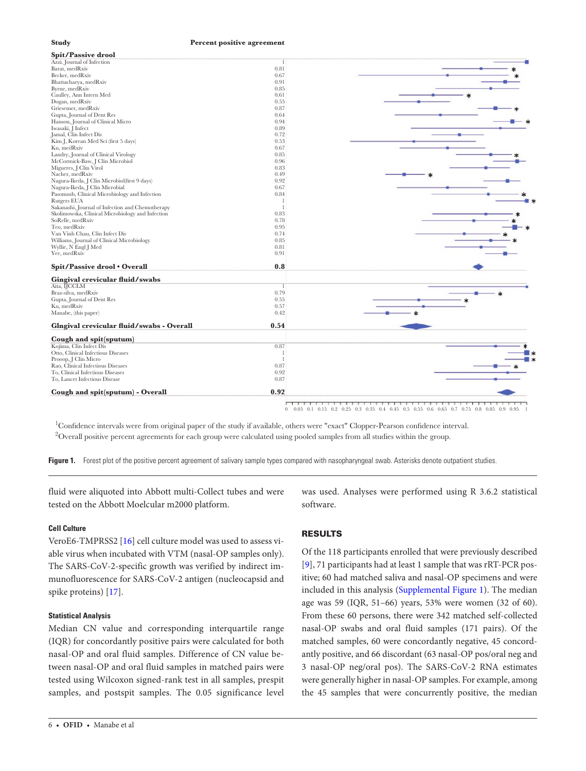| Study | Percent positive agreement |
|---|---|
| **Spit/Passive drool** | |
| Azzi, Journal of Infection | 1 |
| Barat, medRxiv | 0.81 |
| Becker, medRxiv | 0.67 |
| Bhattacharya, medRxiv | 0.91 |
| Byrne, medRxiv | 0.85 |
| Caulley, Ann Intern Med | 0.61 |
| Dogan, medRxiv | 0.55 |
| Griesemer, medRxiv | 0.87 |
| Gupta, Journal of Dent Res | 0.64 |
| Hanson, Journal of Clinical Micro | 0.94 |
| Iwasaki, J Infect | 0.89 |
| Jamal, Clin Infect Dis | 0.72 |
| Kim J, Korean Med Sci (first 5 days) | 0.53 |
| Ku, medRxiv | 0.67 |
| Landry, Journal of Clinical Virology | 0.85 |
| McCormick-Baw, J Clin Microbiol | 0.96 |
| Migueres, J Clin Virol | 0.83 |
| Nacher, medRxiv | 0.49 |
| Nagura-Ikeda, J Clin Microbiol(first 9 days) | 0.92 |
| Nagura-Ikeda, J Clin Microbial | 0.67 |
| Pasomsub, Clinical Microbiology and Infection | 0.84 |
| Rutgers EUA | 1 |
| Sakanashi, Journal of Infection and Chemotherapy | 1 |
| Skolimowska, Clinical Microbiology and Infection | 0.83 |
| SoRelle, medRxiv | 0.78 |
| Teo, medRxiv | 0.95 |
| Van Vinh Chau, Clin Infect Dis | 0.74 |
| Williams, Journal of Clinical Microbiology | 0.85 |
| Wyllie, N Engl J Med | 0.81 |
| Yee, medRxiv | 0.91 |
| **Spit/Passive drool • Overall** | **0.8** |
| **Gingival crevicular fluid/swabs** | |
| Aita, IJCCLM | 1 |
| Braz-silva, medRxiv | 0.79 |
| Gupta, Journal of Dent Res | 0.55 |
| Ku, medRxiv | 0.57 |
| Manabe, (this paper) | 0.42 |
| **Glngival crevicular fluid/swabs - Overall** | **0.54** |
| **Cough and spit(sputum)** | |
| Kojima, Clin Infect Dis | 0.87 |
| Otto, Clinical Infectious Diseases | 1 |
| Prooop, J Clin Micro | 1 |
| Rao, Clinical Infectious Diseases | 0.87 |
| To, Clinical Infectious Diseases | 0.92 |
| To, Lancet Infectious Disease | 0.87 |
| **Cough and spit(sputum) - Overall** | **0.92** |

[1]Confidence intervals were from original paper of the study if available, others were "exact" Clopper-Pearson confidence interval.
[2]Overall positive percent agreements for each group were calculated using pooled samples from all studies within the group.

**Figure 1.** Forest plot of the positive percent agreement of salivary sample types compared with nasopharyngeal swab. Asterisks denote outpatient studies.

fluid were aliquoted into Abbott multi-Collect tubes and were tested on the Abbott Moelcular m2000 platform.

### Cell Culture

VeroE6-TMPRSS2 [16] cell culture model was used to assess viable virus when incubated with VTM (nasal-OP samples only). The SARS-CoV-2-specific growth was verified by indirect immunofluorescence for SARS-CoV-2 antigen (nucleocapsid and spike proteins) [17].

### Statistical Analysis

Median CN value and corresponding interquartile range (IQR) for concordantly positive pairs were calculated for both nasal-OP and oral fluid samples. Difference of CN value between nasal-OP and oral fluid samples in matched pairs were tested using Wilcoxon signed-rank test in all samples, prespit samples, and postspit samples. The 0.05 significance level was used. Analyses were performed using R 3.6.2 statistical software.

## RESULTS

Of the 118 participants enrolled that were previously described [9], 71 participants had at least 1 sample that was rRT-PCR positive; 60 had matched saliva and nasal-OP specimens and were included in this analysis (Supplemental Figure 1). The median age was 59 (IQR, 51–66) years, 53% were women (32 of 60). From these 60 persons, there were 342 matched self-collected nasal-OP swabs and oral fluid samples (171 pairs). Of the matched samples, 60 were concordantly negative, 45 concordantly positive, and 66 discordant (63 nasal-OP pos/oral neg and 3 nasal-OP neg/oral pos). The SARS-CoV-2 RNA estimates were generally higher in nasal-OP samples. For example, among the 45 samples that were concurrently positive, the median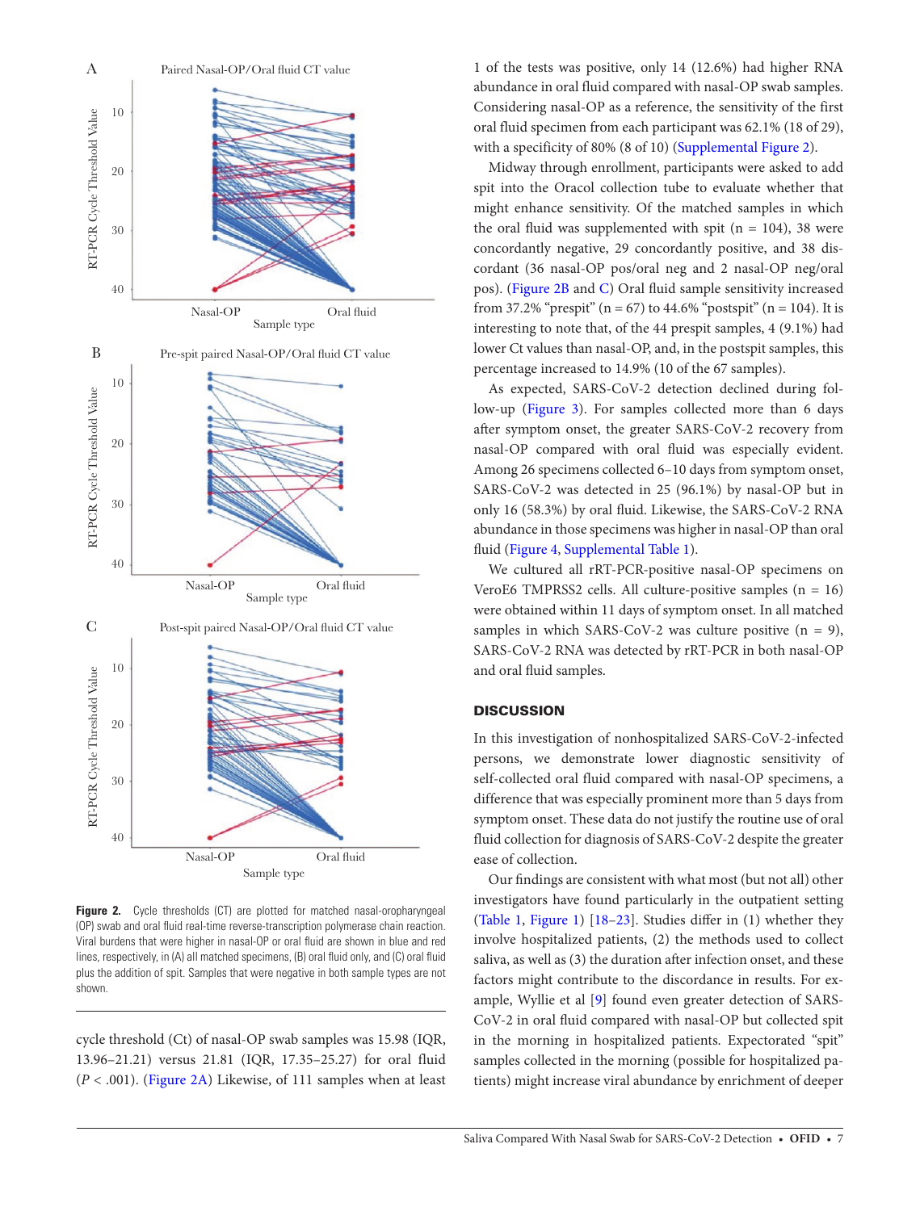Figure 2. Cycle thresholds (CT) are plotted for matched nasal-oropharyngeal (OP) swab and oral fluid real-time reverse-transcription polymerase chain reaction. Viral burdens that were higher in nasal-OP or oral fluid are shown in blue and red lines, respectively, in (A) all matched specimens, (B) oral fluid only, and (C) oral fluid plus the addition of spit. Samples that were negative in both sample types are not shown.

cycle threshold (Ct) of nasal-OP swab samples was 15.98 (IQR, 13.96–21.21) versus 21.81 (IQR, 17.35–25.27) for oral fluid ($P < .001$). (Figure 2A) Likewise, of 111 samples when at least 1 of the tests was positive, only 14 (12.6%) had higher RNA abundance in oral fluid compared with nasal-OP swab samples. Considering nasal-OP as a reference, the sensitivity of the first oral fluid specimen from each participant was 62.1% (18 of 29), with a specificity of 80% (8 of 10) (Supplemental Figure 2).

Midway through enrollment, participants were asked to add spit into the Oracol collection tube to evaluate whether that might enhance sensitivity. Of the matched samples in which the oral fluid was supplemented with spit (n = 104), 38 were concordantly negative, 29 concordantly positive, and 38 discordant (36 nasal-OP pos/oral neg and 2 nasal-OP neg/oral pos). (Figure 2B and C) Oral fluid sample sensitivity increased from 37.2% "prespit" (n = 67) to 44.6% "postspit" (n = 104). It is interesting to note that, of the 44 prespit samples, 4 (9.1%) had lower Ct values than nasal-OP, and, in the postspit samples, this percentage increased to 14.9% (10 of the 67 samples).

As expected, SARS-CoV-2 detection declined during follow-up (Figure 3). For samples collected more than 6 days after symptom onset, the greater SARS-CoV-2 recovery from nasal-OP compared with oral fluid was especially evident. Among 26 specimens collected 6–10 days from symptom onset, SARS-CoV-2 was detected in 25 (96.1%) by nasal-OP but in only 16 (58.3%) by oral fluid. Likewise, the SARS-CoV-2 RNA abundance in those specimens was higher in nasal-OP than oral fluid (Figure 4, Supplemental Table 1).

We cultured all rRT-PCR-positive nasal-OP specimens on VeroE6 TMPRSS2 cells. All culture-positive samples (n = 16) were obtained within 11 days of symptom onset. In all matched samples in which SARS-CoV-2 was culture positive (n = 9), SARS-CoV-2 RNA was detected by rRT-PCR in both nasal-OP and oral fluid samples.

## DISCUSSION

In this investigation of nonhospitalized SARS-CoV-2-infected persons, we demonstrate lower diagnostic sensitivity of self-collected oral fluid compared with nasal-OP specimens, a difference that was especially prominent more than 5 days from symptom onset. These data do not justify the routine use of oral fluid collection for diagnosis of SARS-CoV-2 despite the greater ease of collection.

Our findings are consistent with what most (but not all) other investigators have found particularly in the outpatient setting (Table 1, Figure 1) [18–23]. Studies differ in (1) whether they involve hospitalized patients, (2) the methods used to collect saliva, as well as (3) the duration after infection onset, and these factors might contribute to the discordance in results. For example, Wyllie et al [9] found even greater detection of SARS-CoV-2 in oral fluid compared with nasal-OP but collected spit in the morning in hospitalized patients. Expectorated "spit" samples collected in the morning (possible for hospitalized patients) might increase viral abundance by enrichment of deeper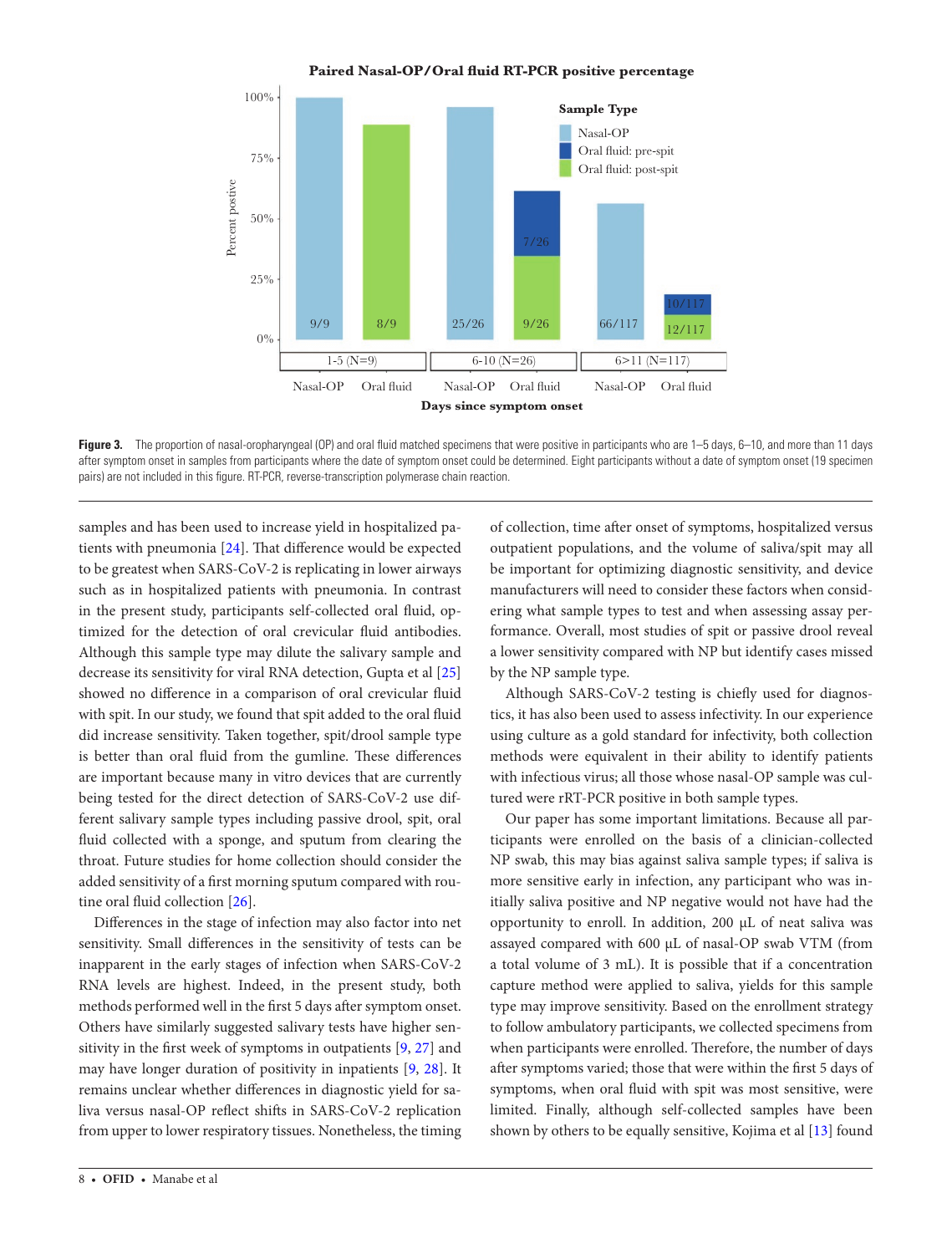**Figure 3.** The proportion of nasal-oropharyngeal (OP) and oral fluid matched specimens that were positive in participants who are 1–5 days, 6–10, and more than 11 days after symptom onset in samples from participants where the date of symptom onset could be determined. Eight participants without a date of symptom onset (19 specimen pairs) are not included in this figure. RT-PCR, reverse-transcription polymerase chain reaction.

samples and has been used to increase yield in hospitalized patients with pneumonia [24]. That difference would be expected to be greatest when SARS-CoV-2 is replicating in lower airways such as in hospitalized patients with pneumonia. In contrast in the present study, participants self-collected oral fluid, optimized for the detection of oral crevicular fluid antibodies. Although this sample type may dilute the salivary sample and decrease its sensitivity for viral RNA detection, Gupta et al [25] showed no difference in a comparison of oral crevicular fluid with spit. In our study, we found that spit added to the oral fluid did increase sensitivity. Taken together, spit/drool sample type is better than oral fluid from the gumline. These differences are important because many in vitro devices that are currently being tested for the direct detection of SARS-CoV-2 use different salivary sample types including passive drool, spit, oral fluid collected with a sponge, and sputum from clearing the throat. Future studies for home collection should consider the added sensitivity of a first morning sputum compared with routine oral fluid collection [26].

Differences in the stage of infection may also factor into net sensitivity. Small differences in the sensitivity of tests can be inapparent in the early stages of infection when SARS-CoV-2 RNA levels are highest. Indeed, in the present study, both methods performed well in the first 5 days after symptom onset. Others have similarly suggested salivary tests have higher sensitivity in the first week of symptoms in outpatients [9, 27] and may have longer duration of positivity in inpatients [9, 28]. It remains unclear whether differences in diagnostic yield for saliva versus nasal-OP reflect shifts in SARS-CoV-2 replication from upper to lower respiratory tissues. Nonetheless, the timing of collection, time after onset of symptoms, hospitalized versus outpatient populations, and the volume of saliva/spit may all be important for optimizing diagnostic sensitivity, and device manufacturers will need to consider these factors when considering what sample types to test and when assessing assay performance. Overall, most studies of spit or passive drool reveal a lower sensitivity compared with NP but identify cases missed by the NP sample type.

Although SARS-CoV-2 testing is chiefly used for diagnostics, it has also been used to assess infectivity. In our experience using culture as a gold standard for infectivity, both collection methods were equivalent in their ability to identify patients with infectious virus; all those whose nasal-OP sample was cultured were rRT-PCR positive in both sample types.

Our paper has some important limitations. Because all participants were enrolled on the basis of a clinician-collected NP swab, this may bias against saliva sample types; if saliva is more sensitive early in infection, any participant who was initially saliva positive and NP negative would not have had the opportunity to enroll. In addition, 200 µL of neat saliva was assayed compared with 600 µL of nasal-OP swab VTM (from a total volume of 3 mL). It is possible that if a concentration capture method were applied to saliva, yields for this sample type may improve sensitivity. Based on the enrollment strategy to follow ambulatory participants, we collected specimens from when participants were enrolled. Therefore, the number of days after symptoms varied; those that were within the first 5 days of symptoms, when oral fluid with spit was most sensitive, were limited. Finally, although self-collected samples have been shown by others to be equally sensitive, Kojima et al [13] found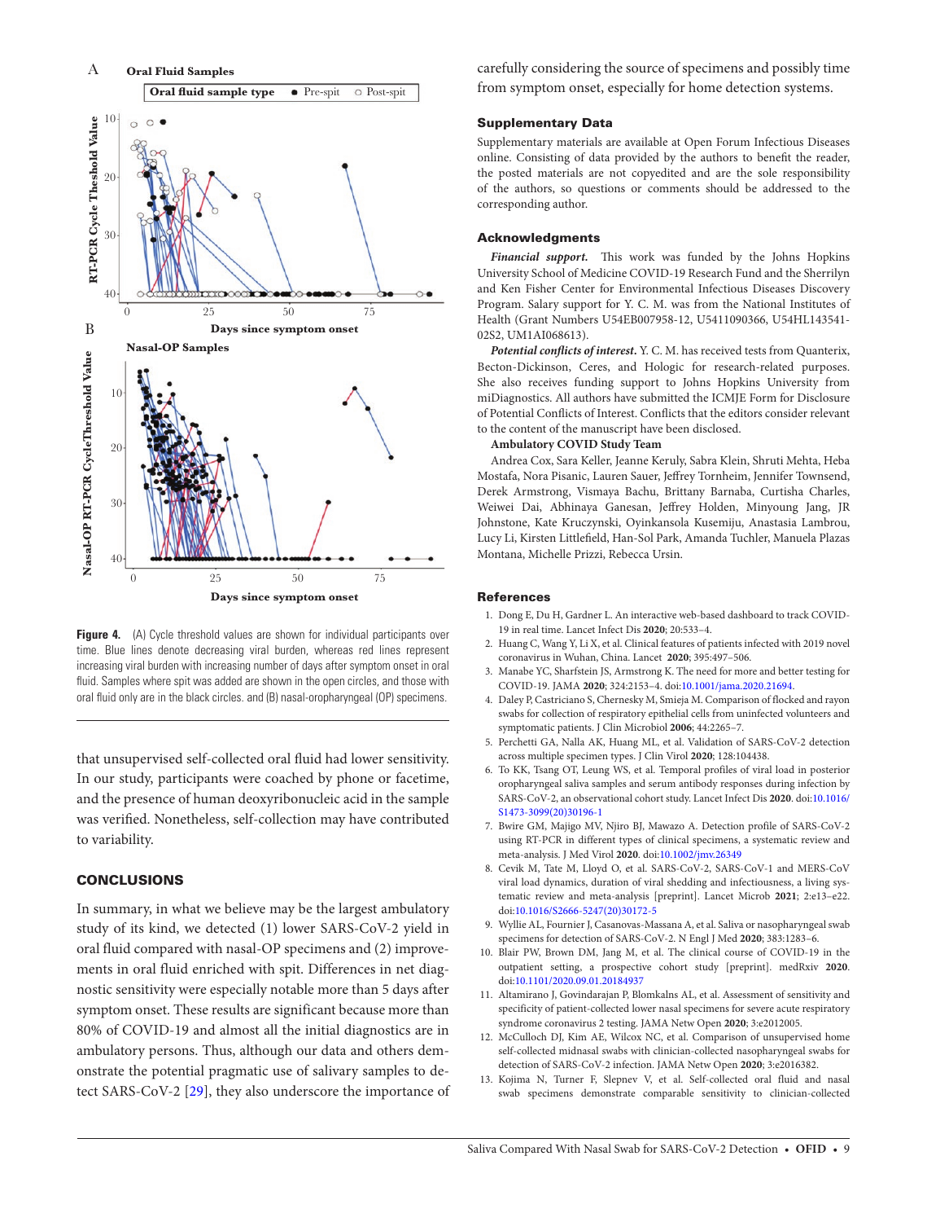Figure 4. (A) Cycle threshold values are shown for individual participants over time. Blue lines denote decreasing viral burden, whereas red lines represent increasing viral burden with increasing number of days after symptom onset in oral fluid. Samples where spit was added are shown in the open circles, and those with oral fluid only are in the black circles. and (B) nasal-oropharyngeal (OP) specimens.

that unsupervised self-collected oral fluid had lower sensitivity. In our study, participants were coached by phone or facetime, and the presence of human deoxyribonucleic acid in the sample was verified. Nonetheless, self-collection may have contributed to variability.

## CONCLUSIONS

In summary, in what we believe may be the largest ambulatory study of its kind, we detected (1) lower SARS-CoV-2 yield in oral fluid compared with nasal-OP specimens and (2) improvements in oral fluid enriched with spit. Differences in net diagnostic sensitivity were especially notable more than 5 days after symptom onset. These results are significant because more than 80% of COVID-19 and almost all the initial diagnostics are in ambulatory persons. Thus, although our data and others demonstrate the potential pragmatic use of salivary samples to detect SARS-CoV-2 [29], they also underscore the importance of carefully considering the source of specimens and possibly time from symptom onset, especially for home detection systems.

## Supplementary Data

Supplementary materials are available at Open Forum Infectious Diseases online. Consisting of data provided by the authors to benefit the reader, the posted materials are not copyedited and are the sole responsibility of the authors, so questions or comments should be addressed to the corresponding author.

## Acknowledgments

***Financial support.*** This work was funded by the Johns Hopkins University School of Medicine COVID-19 Research Fund and the Sherrilyn and Ken Fisher Center for Environmental Infectious Diseases Discovery Program. Salary support for Y. C. M. was from the National Institutes of Health (Grant Numbers U54EB007958-12, U5411090366, U54HL143541-02S2, UM1AI068613).

***Potential conflicts of interest.*** Y. C. M. has received tests from Quanterix, Becton-Dickinson, Ceres, and Hologic for research-related purposes. She also receives funding support to Johns Hopkins University from miDiagnostics. All authors have submitted the ICMJE Form for Disclosure of Potential Conflicts of Interest. Conflicts that the editors consider relevant to the content of the manuscript have been disclosed.

**Ambulatory COVID Study Team**

Andrea Cox, Sara Keller, Jeanne Keruly, Sabra Klein, Shruti Mehta, Heba Mostafa, Nora Pisanic, Lauren Sauer, Jeffrey Tornheim, Jennifer Townsend, Derek Armstrong, Vismaya Bachu, Brittany Barnaba, Curtisha Charles, Weiwei Dai, Abhinaya Ganesan, Jeffrey Holden, Minyoung Jang, JR Johnstone, Kate Kruczynski, Oyinkansola Kusemiju, Anastasia Lambrou, Lucy Li, Kirsten Littlefield, Han-Sol Park, Amanda Tuchler, Manuela Plazas Montana, Michelle Prizzi, Rebecca Ursin.

## References

1. Dong E, Du H, Gardner L. An interactive web-based dashboard to track COVID-19 in real time. Lancet Infect Dis **2020**; 20:533–4.
2. Huang C, Wang Y, Li X, et al. Clinical features of patients infected with 2019 novel coronavirus in Wuhan, China. Lancet **2020**; 395:497–506.
3. Manabe YC, Sharfstein JS, Armstrong K. The need for more and better testing for COVID-19. JAMA **2020**; 324:2153–4. doi:10.1001/jama.2020.21694.
4. Daley P, Castriciano S, Chernesky M, Smieja M. Comparison of flocked and rayon swabs for collection of respiratory epithelial cells from uninfected volunteers and symptomatic patients. J Clin Microbiol **2006**; 44:2265–7.
5. Perchetti GA, Nalla AK, Huang ML, et al. Validation of SARS-CoV-2 detection across multiple specimen types. J Clin Virol **2020**; 128:104438.
6. To KK, Tsang OT, Leung WS, et al. Temporal profiles of viral load in posterior oropharyngeal saliva samples and serum antibody responses during infection by SARS-CoV-2, an observational cohort study. Lancet Infect Dis **2020**. doi:10.1016/S1473-3099(20)30196-1
7. Bwire GM, Majigo MV, Njiro BJ, Mawazo A. Detection profile of SARS-CoV-2 using RT-PCR in different types of clinical specimens, a systematic review and meta-analysis. J Med Virol **2020**. doi:10.1002/jmv.26349
8. Cevik M, Tate M, Lloyd O, et al. SARS-CoV-2, SARS-CoV-1 and MERS-CoV viral load dynamics, duration of viral shedding and infectiousness, a living systematic review and meta-analysis [preprint]. Lancet Microb **2021**; 2:e13–e22. doi:10.1016/S2666-5247(20)30172-5
9. Wyllie AL, Fournier J, Casanovas-Massana A, et al. Saliva or nasopharyngeal swab specimens for detection of SARS-CoV-2. N Engl J Med **2020**; 383:1283–6.
10. Blair PW, Brown DM, Jang M, et al. The clinical course of COVID-19 in the outpatient setting, a prospective cohort study [preprint]. medRxiv **2020**. doi:10.1101/2020.09.01.20184937
11. Altamirano J, Govindarajan P, Blomkalns AL, et al. Assessment of sensitivity and specificity of patient-collected lower nasal specimens for severe acute respiratory syndrome coronavirus 2 testing. JAMA Netw Open **2020**; 3:e2012005.
12. McCulloch DJ, Kim AE, Wilcox NC, et al. Comparison of unsupervised home self-collected midnasal swabs with clinician-collected nasopharyngeal swabs for detection of SARS-CoV-2 infection. JAMA Netw Open **2020**; 3:e2016382.
13. Kojima N, Turner F, Slepnev V, et al. Self-collected oral fluid and nasal swab specimens demonstrate comparable sensitivity to clinician-collected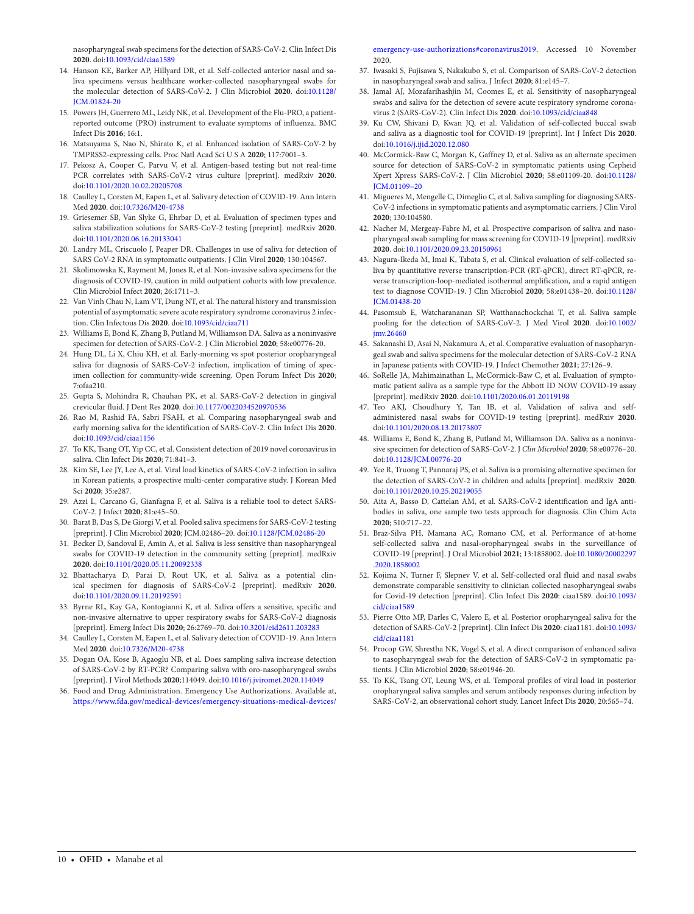nasopharyngeal swab specimens for the detection of SARS-CoV-2. Clin Infect Dis **2020**. doi:10.1093/cid/ciaa1589

14. Hanson KE, Barker AP, Hillyard DR, et al. Self-collected anterior nasal and saliva specimens versus healthcare worker-collected nasopharyngeal swabs for the molecular detection of SARS-CoV-2. J Clin Microbiol **2020**. doi:10.1128/JCM.01824-20
15. Powers JH, Guerrero ML, Leidy NK, et al. Development of the Flu-PRO, a patient-reported outcome (PRO) instrument to evaluate symptoms of influenza. BMC Infect Dis **2016**; 16:1.
16. Matsuyama S, Nao N, Shirato K, et al. Enhanced isolation of SARS-CoV-2 by TMPRSS2-expressing cells. Proc Natl Acad Sci U S A **2020**; 117:7001–3.
17. Pekosz A, Cooper C, Parvu V, et al. Antigen-based testing but not real-time PCR correlates with SARS-CoV-2 virus culture [preprint]. medRxiv **2020**. doi:10.1101/2020.10.02.20205708
18. Caulley L, Corsten M, Eapen L, et al. Salivary detection of COVID-19. Ann Intern Med **2020**. doi:10.7326/M20-4738
19. Griesemer SB, Van Slyke G, Ehrbar D, et al. Evaluation of specimen types and saliva stabilization solutions for SARS-CoV-2 testing [preprint]. medRxiv **2020**. doi:10.1101/2020.06.16.20133041
20. Landry ML, Criscuolo J, Peaper DR. Challenges in use of saliva for detection of SARS CoV-2 RNA in symptomatic outpatients. J Clin Virol **2020**; 130:104567.
21. Skolimowska K, Rayment M, Jones R, et al. Non-invasive saliva specimens for the diagnosis of COVID-19, caution in mild outpatient cohorts with low prevalence. Clin Microbiol Infect **2020**; 26:1711–3.
22. Van Vinh Chau N, Lam VT, Dung NT, et al. The natural history and transmission potential of asymptomatic severe acute respiratory syndrome coronavirus 2 infection. Clin Infectous Dis **2020**. doi:10.1093/cid/ciaa711
23. Williams E, Bond K, Zhang B, Putland M, Williamson DA. Saliva as a noninvasive specimen for detection of SARS-CoV-2. J Clin Microbiol **2020**; 58:e00776-20.
24. Hung DL, Li X, Chiu KH, et al. Early-morning vs spot posterior oropharyngeal saliva for diagnosis of SARS-CoV-2 infection, implication of timing of specimen collection for community-wide screening. Open Forum Infect Dis **2020**; 7:ofaa210.
25. Gupta S, Mohindra R, Chauhan PK, et al. SARS-CoV-2 detection in gingival crevicular fluid. J Dent Res **2020**. doi:10.1177/0022034520970536
26. Rao M, Rashid FA, Sabri FSAH, et al. Comparing nasopharyngeal swab and early morning saliva for the identification of SARS-CoV-2. Clin Infect Dis **2020**. doi:10.1093/cid/ciaa1156
27. To KK, Tsang OT, Yip CC, et al. Consistent detection of 2019 novel coronavirus in saliva. Clin Infect Dis **2020**; 71:841–3.
28. Kim SE, Lee JY, Lee A, et al. Viral load kinetics of SARS-CoV-2 infection in saliva in Korean patients, a prospective multi-center comparative study. J Korean Med Sci **2020**; 35:e287.
29. Azzi L, Carcano G, Gianfagna F, et al. Saliva is a reliable tool to detect SARS-CoV-2. J Infect **2020**; 81:e45–50.
30. Barat B, Das S, De Giorgi V, et al. Pooled saliva specimens for SARS-CoV-2 testing [preprint]. J Clin Microbiol **2020**; JCM.02486–20. doi:10.1128/JCM.02486-20
31. Becker D, Sandoval E, Amin A, et al. Saliva is less sensitive than nasopharyngeal swabs for COVID-19 detection in the community setting [preprint]. medRxiv **2020**. doi:10.1101/2020.05.11.20092338
32. Bhattacharya D, Parai D, Rout UK, et al. Saliva as a potential clinical specimen for diagnosis of SARS-CoV-2 [preprint]. medRxiv **2020**. doi:10.1101/2020.09.11.20192591
33. Byrne RL, Kay GA, Kontogianni K, et al. Saliva offers a sensitive, specific and non-invasive alternative to upper respiratory swabs for SARS-CoV-2 diagnosis [preprint]. Emerg Infect Dis **2020**; 26:2769–70. doi:10.3201/eid2611.203283
34. Caulley L, Corsten M, Eapen L, et al. Salivary detection of COVID-19. Ann Intern Med **2020**. doi:10.7326/M20-4738
35. Dogan OA, Kose B, Agaoglu NB, et al. Does sampling saliva increase detection of SARS-CoV-2 by RT-PCR? Comparing saliva with oro-nasopharyngeal swabs [preprint]. J Virol Methods **2020**;114049. doi:10.1016/j.jviromet.2020.114049
36. Food and Drug Administration. Emergency Use Authorizations. Available at, https://www.fda.gov/medical-devices/emergency-situations-medical-devices/emergency-use-authorizations#coronavirus2019. Accessed 10 November 2020.
37. Iwasaki S, Fujisawa S, Nakakubo S, et al. Comparison of SARS-CoV-2 detection in nasopharyngeal swab and saliva. J Infect **2020**; 81:e145–7.
38. Jamal AJ, Mozafarihashjin M, Coomes E, et al. Sensitivity of nasopharyngeal swabs and saliva for the detection of severe acute respiratory syndrome coronavirus 2 (SARS-CoV-2). Clin Infect Dis **2020**. doi:10.1093/cid/ciaa848
39. Ku CW, Shivani D, Kwan JQ, et al. Validation of self-collected buccal swab and saliva as a diagnostic tool for COVID-19 [preprint]. Int J Infect Dis **2020**. doi:10.1016/j.ijid.2020.12.080
40. McCormick-Baw C, Morgan K, Gaffney D, et al. Saliva as an alternate specimen source for detection of SARS-CoV-2 in symptomatic patients using Cepheid Xpert Xpress SARS-CoV-2. J Clin Microbiol **2020**; 58:e01109-20. doi:10.1128/JCM.01109–20
41. Migueres M, Mengelle C, Dimeglio C, et al. Saliva sampling for diagnosing SARS-CoV-2 infections in symptomatic patients and asymptomatic carriers. J Clin Virol **2020**; 130:104580.
42. Nacher M, Mergeay-Fabre M, et al. Prospective comparison of saliva and nasopharyngeal swab sampling for mass screening for COVID-19 [preprint]. medRxiv **2020**. doi:10.1101/2020.09.23.20150961
43. Nagura-Ikeda M, Imai K, Tabata S, et al. Clinical evaluation of self-collected saliva by quantitative reverse transcription-PCR (RT-qPCR), direct RT-qPCR, reverse transcription-loop-mediated isothermal amplification, and a rapid antigen test to diagnose COVID-19. J Clin Microbiol **2020**; 58:e01438–20. doi:10.1128/JCM.01438-20
44. Pasomsub E, Watcharananan SP, Watthanachockchai T, et al. Saliva sample pooling for the detection of SARS-CoV-2. J Med Virol **2020**. doi:10.1002/jmv.26460
45. Sakanashi D, Asai N, Nakamura A, et al. Comparative evaluation of nasopharyngeal swab and saliva specimens for the molecular detection of SARS-CoV-2 RNA in Japanese patients with COVID-19. J Infect Chemother **2021**; 27:126–9.
46. SoRelle JA, Mahimainathan L, McCormick-Baw C, et al. Evaluation of symptomatic patient saliva as a sample type for the Abbott ID NOW COVID-19 assay [preprint]. medRxiv **2020**. doi:10.1101/2020.06.01.20119198
47. Teo AKJ, Choudhury Y, Tan IB, et al. Validation of saliva and self-administered nasal swabs for COVID-19 testing [preprint]. medRxiv **2020**. doi:10.1101/2020.08.13.20173807
48. Williams E, Bond K, Zhang B, Putland M, Williamson DA. Saliva as a noninvasive specimen for detection of SARS-CoV-2. J *Clin Microbiol* **2020**; 58:e00776–20. doi:10.1128/JCM.00776-20
49. Yee R, Truong T, Pannaraj PS, et al. Saliva is a promising alternative specimen for the detection of SARS-CoV-2 in children and adults [preprint]. medRxiv **2020**. doi:10.1101/2020.10.25.20219055
50. Aita A, Basso D, Cattelan AM, et al. SARS-CoV-2 identification and IgA antibodies in saliva, one sample two tests approach for diagnosis. Clin Chim Acta **2020**; 510:717–22.
51. Braz-Silva PH, Mamana AC, Romano CM, et al. Performance of at-home self-collected saliva and nasal-oropharyngeal swabs in the surveillance of COVID-19 [preprint]. J Oral Microbiol **2021**; 13:1858002. doi:10.1080/20002297.2020.1858002
52. Kojima N, Turner F, Slepnev V, et al. Self-collected oral fluid and nasal swabs demonstrate comparable sensitivity to clinician collected nasopharyngeal swabs for Covid-19 detection [preprint]. Clin Infect Dis **2020**: ciaa1589. doi:10.1093/cid/ciaa1589
53. Pierre Otto MP, Darles C, Valero E, et al. Posterior oropharyngeal saliva for the detection of SARS-CoV-2 [preprint]. Clin Infect Dis **2020**: ciaa1181. doi:10.1093/cid/ciaa1181
54. Procop GW, Shrestha NK, Vogel S, et al. A direct comparison of enhanced saliva to nasopharyngeal swab for the detection of SARS-CoV-2 in symptomatic patients. J Clin Microbiol **2020**; 58:e01946-20.
55. To KK, Tsang OT, Leung WS, et al. Temporal profiles of viral load in posterior oropharyngeal saliva samples and serum antibody responses during infection by SARS-CoV-2, an observational cohort study. Lancet Infect Dis **2020**; 20:565–74.